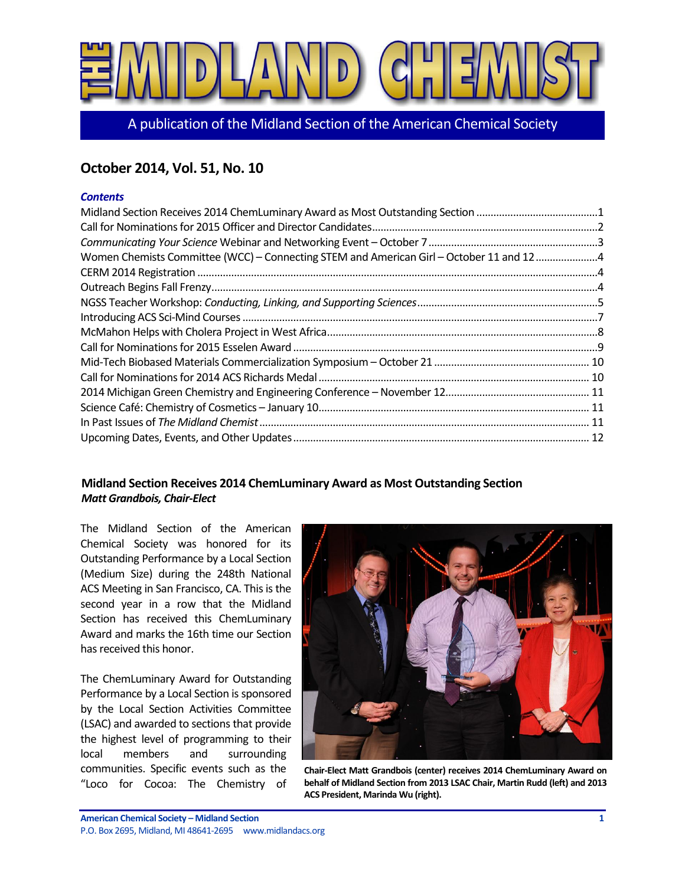# THE MIDLAND CHEMIST

A publication of the Midland Section of the American Chemical Society

## October 2014, Vol. 51, No. 10

### *Contents*

Midland Section Receives 2014 ChemLuminary Award as Most Outstanding Section ....1
Call for Nominations for 2015 Officer and Director Candidates ....2
*Communicating Your Science* Webinar and Networking Event – October 7 ....3
Women Chemists Committee (WCC) – Connecting STEM and American Girl – October 11 and 12 ....4
CERM 2014 Registration ....4
Outreach Begins Fall Frenzy ....4
NGSS Teacher Workshop: *Conducting, Linking, and Supporting Sciences* ....5
Introducing ACS Sci-Mind Courses ....7
McMahon Helps with Cholera Project in West Africa ....8
Call for Nominations for 2015 Esselen Award ....9
Mid-Tech Biobased Materials Commercialization Symposium – October 21 ....10
Call for Nominations for 2014 ACS Richards Medal ....10
2014 Michigan Green Chemistry and Engineering Conference – November 12 ....11
Science Café: Chemistry of Cosmetics – January 10 ....11
In Past Issues of *The Midland Chemist* ....11
Upcoming Dates, Events, and Other Updates ....12

### Midland Section Receives 2014 ChemLuminary Award as Most Outstanding Section

***Matt Grandbois, Chair-Elect***

The Midland Section of the American Chemical Society was honored for its Outstanding Performance by a Local Section (Medium Size) during the 248th National ACS Meeting in San Francisco, CA. This is the second year in a row that the Midland Section has received this ChemLuminary Award and marks the 16th time our Section has received this honor.

The ChemLuminary Award for Outstanding Performance by a Local Section is sponsored by the Local Section Activities Committee (LSAC) and awarded to sections that provide the highest level of programming to their local members and surrounding communities. Specific events such as the "Loco for Cocoa: The Chemistry of

**Chair-Elect Matt Grandbois (center) receives 2014 ChemLuminary Award on behalf of Midland Section from 2013 LSAC Chair, Martin Rudd (left) and 2013 ACS President, Marinda Wu (right).**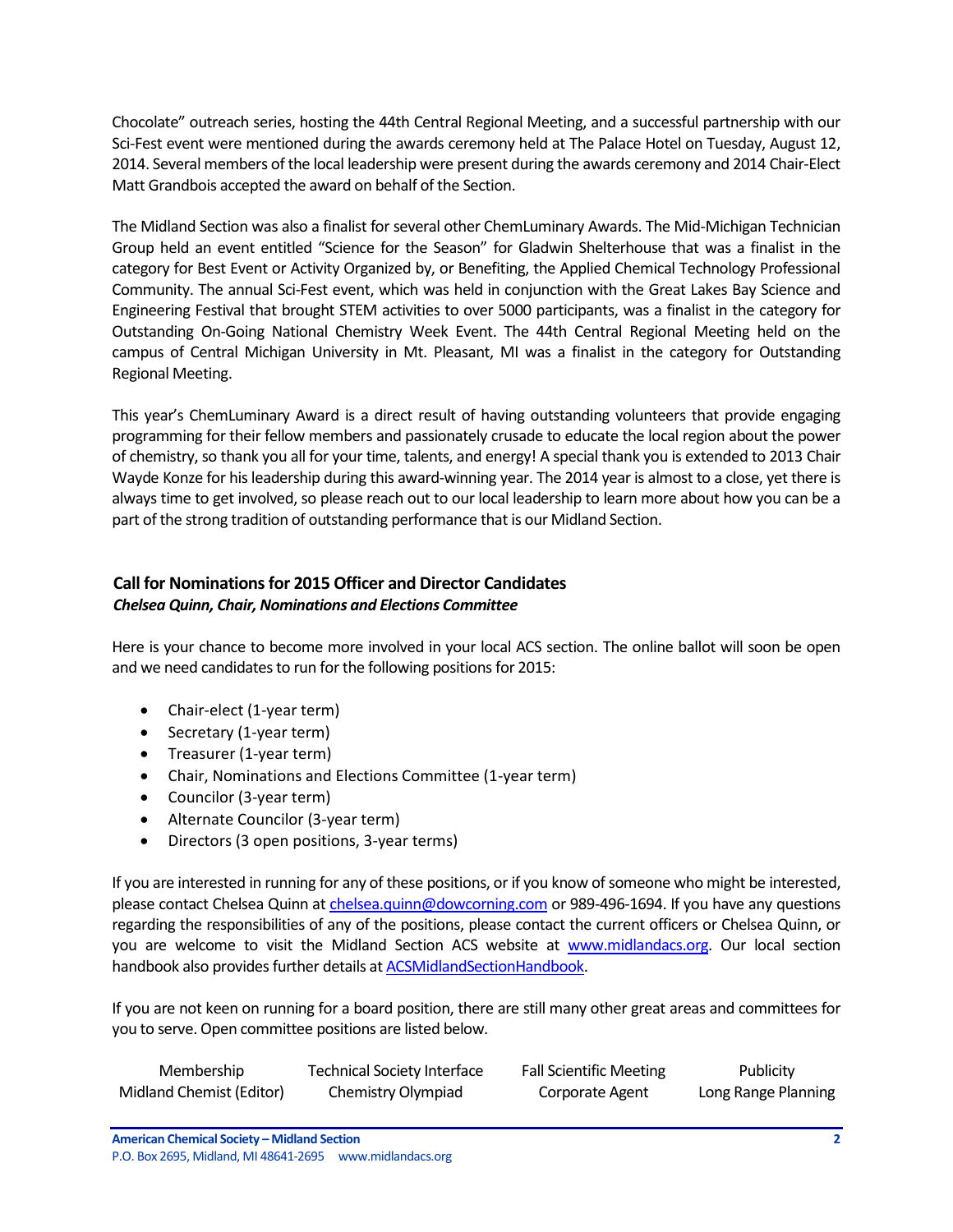Chocolate" outreach series, hosting the 44th Central Regional Meeting, and a successful partnership with our Sci-Fest event were mentioned during the awards ceremony held at The Palace Hotel on Tuesday, August 12, 2014. Several members of the local leadership were present during the awards ceremony and 2014 Chair-Elect Matt Grandbois accepted the award on behalf of the Section.

The Midland Section was also a finalist for several other ChemLuminary Awards. The Mid-Michigan Technician Group held an event entitled "Science for the Season" for Gladwin Shelterhouse that was a finalist in the category for Best Event or Activity Organized by, or Benefiting, the Applied Chemical Technology Professional Community. The annual Sci-Fest event, which was held in conjunction with the Great Lakes Bay Science and Engineering Festival that brought STEM activities to over 5000 participants, was a finalist in the category for Outstanding On-Going National Chemistry Week Event. The 44th Central Regional Meeting held on the campus of Central Michigan University in Mt. Pleasant, MI was a finalist in the category for Outstanding Regional Meeting.

This year's ChemLuminary Award is a direct result of having outstanding volunteers that provide engaging programming for their fellow members and passionately crusade to educate the local region about the power of chemistry, so thank you all for your time, talents, and energy! A special thank you is extended to 2013 Chair Wayde Konze for his leadership during this award-winning year. The 2014 year is almost to a close, yet there is always time to get involved, so please reach out to our local leadership to learn more about how you can be a part of the strong tradition of outstanding performance that is our Midland Section.

## Call for Nominations for 2015 Officer and Director Candidates

***Chelsea Quinn, Chair, Nominations and Elections Committee***

Here is your chance to become more involved in your local ACS section. The online ballot will soon be open and we need candidates to run for the following positions for 2015:

- Chair-elect (1-year term)
- Secretary (1-year term)
- Treasurer (1-year term)
- Chair, Nominations and Elections Committee (1-year term)
- Councilor (3-year term)
- Alternate Councilor (3-year term)
- Directors (3 open positions, 3-year terms)

If you are interested in running for any of these positions, or if you know of someone who might be interested, please contact Chelsea Quinn at chelsea.quinn@dowcorning.com or 989-496-1694. If you have any questions regarding the responsibilities of any of the positions, please contact the current officers or Chelsea Quinn, or you are welcome to visit the Midland Section ACS website at www.midlandacs.org. Our local section handbook also provides further details at ACSMidlandSectionHandbook.

If you are not keen on running for a board position, there are still many other great areas and committees for you to serve. Open committee positions are listed below.

| | | | |
|---|---|---|---|
| Membership | Technical Society Interface | Fall Scientific Meeting | Publicity |
| Midland Chemist (Editor) | Chemistry Olympiad | Corporate Agent | Long Range Planning |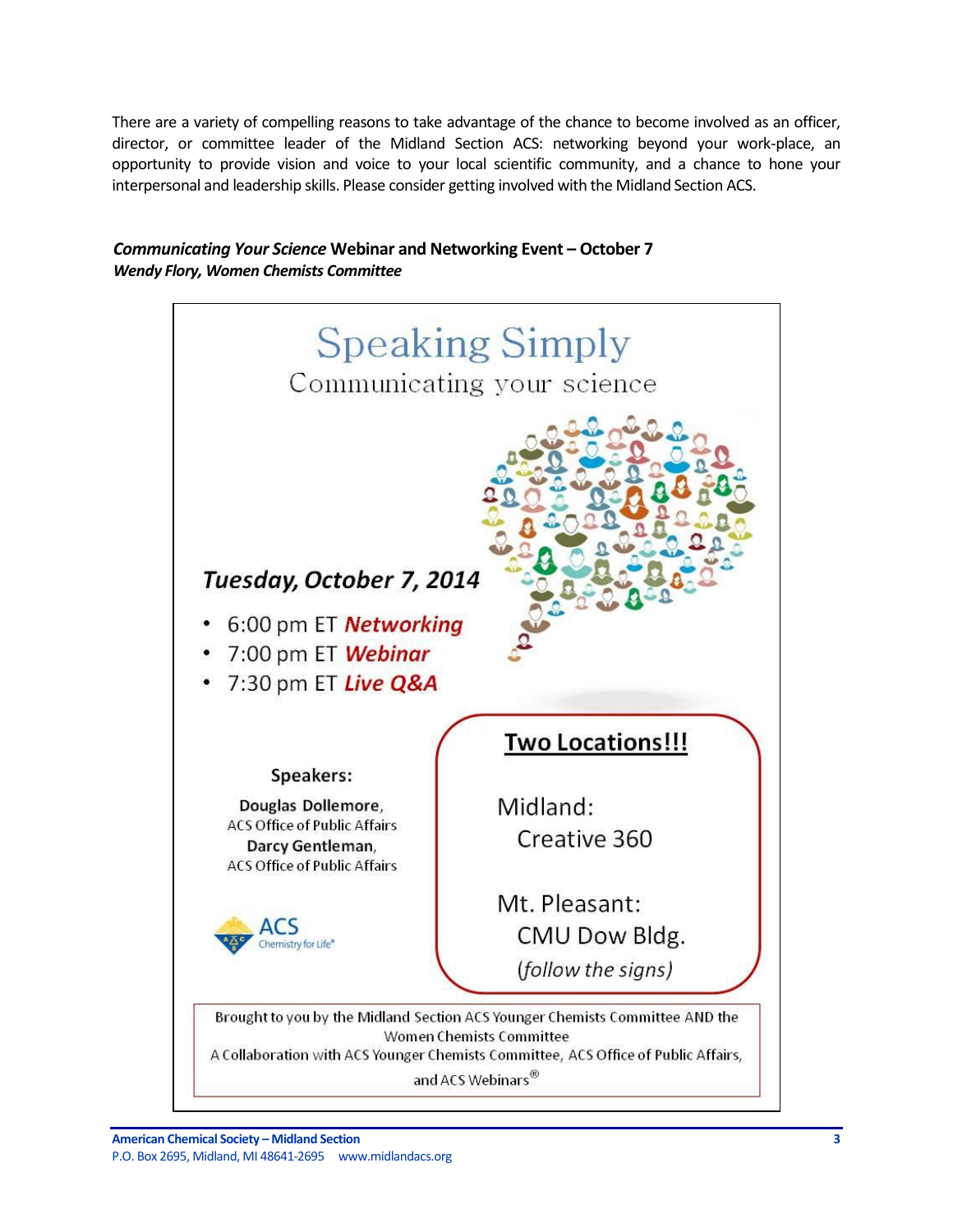There are a variety of compelling reasons to take advantage of the chance to become involved as an officer, director, or committee leader of the Midland Section ACS: networking beyond your work-place, an opportunity to provide vision and voice to your local scientific community, and a chance to hone your interpersonal and leadership skills. Please consider getting involved with the Midland Section ACS.

### *Communicating Your Science* Webinar and Networking Event – October 7

***Wendy Flory, Women Chemists Committee***

# Speaking Simply

## Communicating your science

***Tuesday, October 7, 2014***

- 6:00 pm ET ***Networking***
- 7:00 pm ET ***Webinar***
- 7:30 pm ET ***Live Q&A***

**Speakers:**

**Douglas Dollemore**, ACS Office of Public Affairs

**Darcy Gentleman**, ACS Office of Public Affairs

ACS Chemistry for Life®

**Two Locations!!!**

Midland:
Creative 360

Mt. Pleasant:
CMU Dow Bldg.
(*follow the signs*)

Brought to you by the Midland Section ACS Younger Chemists Committee AND the Women Chemists Committee
A Collaboration with ACS Younger Chemists Committee, ACS Office of Public Affairs, and ACS Webinars®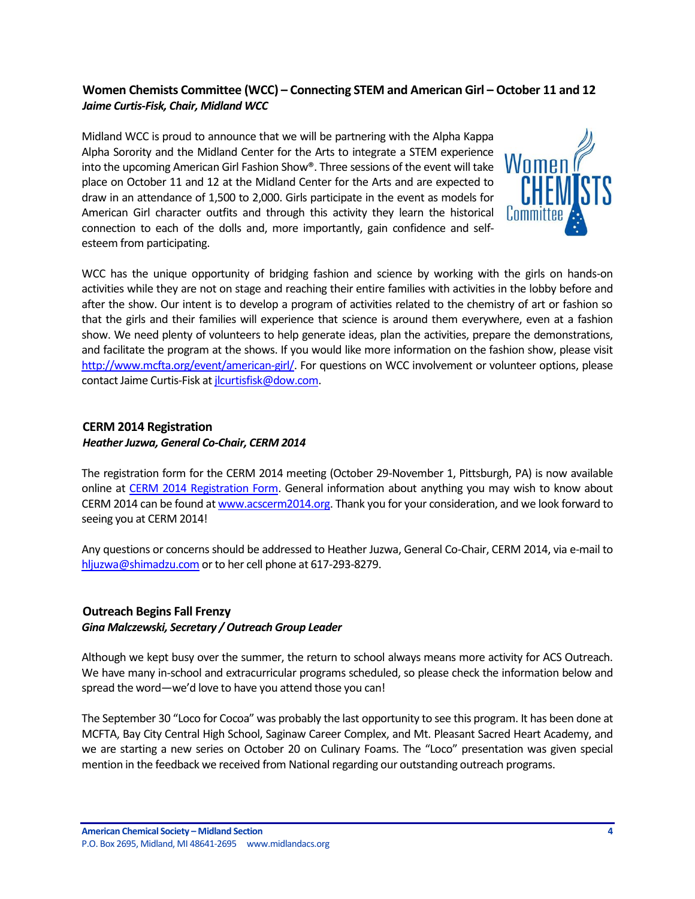## Women Chemists Committee (WCC) – Connecting STEM and American Girl – October 11 and 12

***Jaime Curtis-Fisk, Chair, Midland WCC***

Midland WCC is proud to announce that we will be partnering with the Alpha Kappa Alpha Sorority and the Midland Center for the Arts to integrate a STEM experience into the upcoming American Girl Fashion Show®. Three sessions of the event will take place on October 11 and 12 at the Midland Center for the Arts and are expected to draw in an attendance of 1,500 to 2,000. Girls participate in the event as models for American Girl character outfits and through this activity they learn the historical connection to each of the dolls and, more importantly, gain confidence and self-esteem from participating.

WCC has the unique opportunity of bridging fashion and science by working with the girls on hands-on activities while they are not on stage and reaching their entire families with activities in the lobby before and after the show. Our intent is to develop a program of activities related to the chemistry of art or fashion so that the girls and their families will experience that science is around them everywhere, even at a fashion show. We need plenty of volunteers to help generate ideas, plan the activities, prepare the demonstrations, and facilitate the program at the shows. If you would like more information on the fashion show, please visit http://www.mcfta.org/event/american-girl/. For questions on WCC involvement or volunteer options, please contact Jaime Curtis-Fisk at jlcurtisfisk@dow.com.

## CERM 2014 Registration

***Heather Juzwa, General Co-Chair, CERM 2014***

The registration form for the CERM 2014 meeting (October 29-November 1, Pittsburgh, PA) is now available online at CERM 2014 Registration Form. General information about anything you may wish to know about CERM 2014 can be found at www.acscerm2014.org. Thank you for your consideration, and we look forward to seeing you at CERM 2014!

Any questions or concerns should be addressed to Heather Juzwa, General Co-Chair, CERM 2014, via e-mail to hljuzwa@shimadzu.com or to her cell phone at 617-293-8279.

## Outreach Begins Fall Frenzy

***Gina Malczewski, Secretary / Outreach Group Leader***

Although we kept busy over the summer, the return to school always means more activity for ACS Outreach. We have many in-school and extracurricular programs scheduled, so please check the information below and spread the word—we'd love to have you attend those you can!

The September 30 "Loco for Cocoa" was probably the last opportunity to see this program. It has been done at MCFTA, Bay City Central High School, Saginaw Career Complex, and Mt. Pleasant Sacred Heart Academy, and we are starting a new series on October 20 on Culinary Foams. The "Loco" presentation was given special mention in the feedback we received from National regarding our outstanding outreach programs.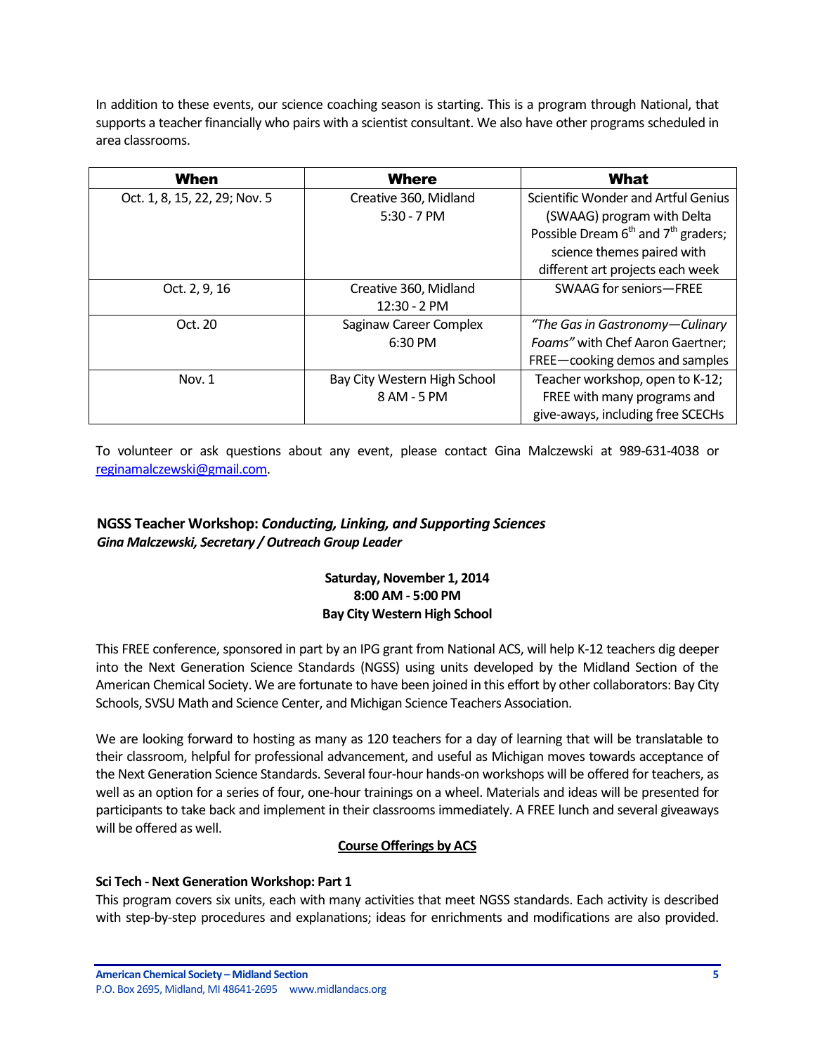In addition to these events, our science coaching season is starting. This is a program through National, that supports a teacher financially who pairs with a scientist consultant. We also have other programs scheduled in area classrooms.

| When | Where | What |
|---|---|---|
| Oct. 1, 8, 15, 22, 29; Nov. 5 | Creative 360, Midland<br>5:30 - 7 PM | Scientific Wonder and Artful Genius (SWAAG) program with Delta Possible Dream 6th and 7th graders; science themes paired with different art projects each week |
| Oct. 2, 9, 16 | Creative 360, Midland<br>12:30 - 2 PM | SWAAG for seniors—FREE |
| Oct. 20 | Saginaw Career Complex<br>6:30 PM | *"The Gas in Gastronomy—Culinary Foams"* with Chef Aaron Gaertner; FREE—cooking demos and samples |
| Nov. 1 | Bay City Western High School<br>8 AM - 5 PM | Teacher workshop, open to K-12; FREE with many programs and give-aways, including free SCECHs |

To volunteer or ask questions about any event, please contact Gina Malczewski at 989-631-4038 or reginamalczewski@gmail.com.

## NGSS Teacher Workshop: *Conducting, Linking, and Supporting Sciences*

***Gina Malczewski, Secretary / Outreach Group Leader***

**Saturday, November 1, 2014**
**8:00 AM - 5:00 PM**
**Bay City Western High School**

This FREE conference, sponsored in part by an IPG grant from National ACS, will help K-12 teachers dig deeper into the Next Generation Science Standards (NGSS) using units developed by the Midland Section of the American Chemical Society. We are fortunate to have been joined in this effort by other collaborators: Bay City Schools, SVSU Math and Science Center, and Michigan Science Teachers Association.

We are looking forward to hosting as many as 120 teachers for a day of learning that will be translatable to their classroom, helpful for professional advancement, and useful as Michigan moves towards acceptance of the Next Generation Science Standards. Several four-hour hands-on workshops will be offered for teachers, as well as an option for a series of four, one-hour trainings on a wheel. Materials and ideas will be presented for participants to take back and implement in their classrooms immediately. A FREE lunch and several giveaways will be offered as well.

**Course Offerings by ACS**

**Sci Tech - Next Generation Workshop: Part 1**

This program covers six units, each with many activities that meet NGSS standards. Each activity is described with step-by-step procedures and explanations; ideas for enrichments and modifications are also provided.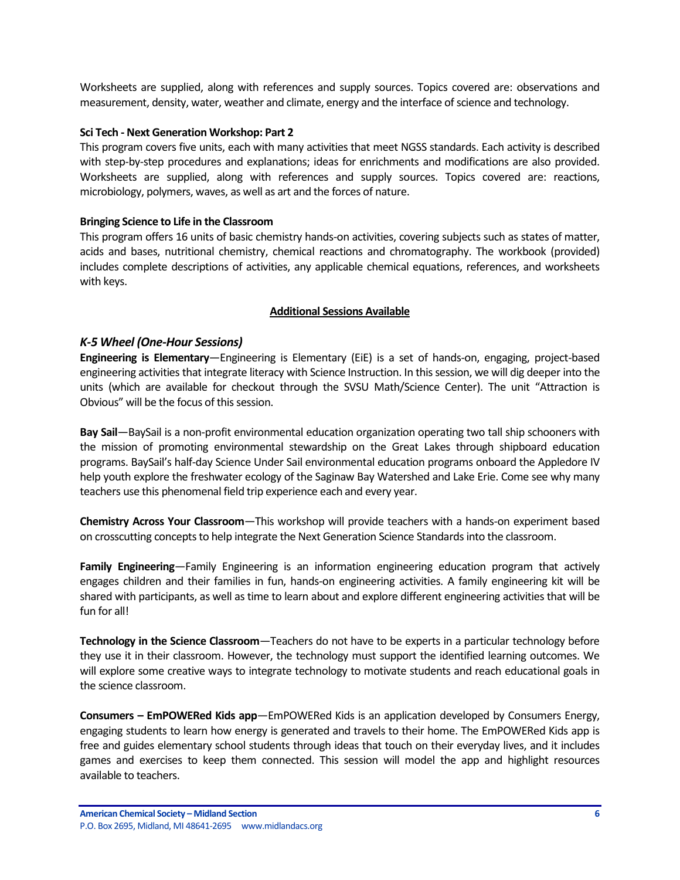Worksheets are supplied, along with references and supply sources. Topics covered are: observations and measurement, density, water, weather and climate, energy and the interface of science and technology.

**Sci Tech - Next Generation Workshop: Part 2**

This program covers five units, each with many activities that meet NGSS standards. Each activity is described with step-by-step procedures and explanations; ideas for enrichments and modifications are also provided. Worksheets are supplied, along with references and supply sources. Topics covered are: reactions, microbiology, polymers, waves, as well as art and the forces of nature.

**Bringing Science to Life in the Classroom**

This program offers 16 units of basic chemistry hands-on activities, covering subjects such as states of matter, acids and bases, nutritional chemistry, chemical reactions and chromatography. The workbook (provided) includes complete descriptions of activities, any applicable chemical equations, references, and worksheets with keys.

## Additional Sessions Available

### *K-5 Wheel (One-Hour Sessions)*

**Engineering is Elementary**—Engineering is Elementary (EiE) is a set of hands-on, engaging, project-based engineering activities that integrate literacy with Science Instruction. In this session, we will dig deeper into the units (which are available for checkout through the SVSU Math/Science Center). The unit "Attraction is Obvious" will be the focus of this session.

**Bay Sail**—BaySail is a non-profit environmental education organization operating two tall ship schooners with the mission of promoting environmental stewardship on the Great Lakes through shipboard education programs. BaySail's half-day Science Under Sail environmental education programs onboard the Appledore IV help youth explore the freshwater ecology of the Saginaw Bay Watershed and Lake Erie. Come see why many teachers use this phenomenal field trip experience each and every year.

**Chemistry Across Your Classroom**—This workshop will provide teachers with a hands-on experiment based on crosscutting concepts to help integrate the Next Generation Science Standards into the classroom.

**Family Engineering**—Family Engineering is an information engineering education program that actively engages children and their families in fun, hands-on engineering activities. A family engineering kit will be shared with participants, as well as time to learn about and explore different engineering activities that will be fun for all!

**Technology in the Science Classroom**—Teachers do not have to be experts in a particular technology before they use it in their classroom. However, the technology must support the identified learning outcomes. We will explore some creative ways to integrate technology to motivate students and reach educational goals in the science classroom.

**Consumers – EmPOWERed Kids app**—EmPOWERed Kids is an application developed by Consumers Energy, engaging students to learn how energy is generated and travels to their home. The EmPOWERed Kids app is free and guides elementary school students through ideas that touch on their everyday lives, and it includes games and exercises to keep them connected. This session will model the app and highlight resources available to teachers.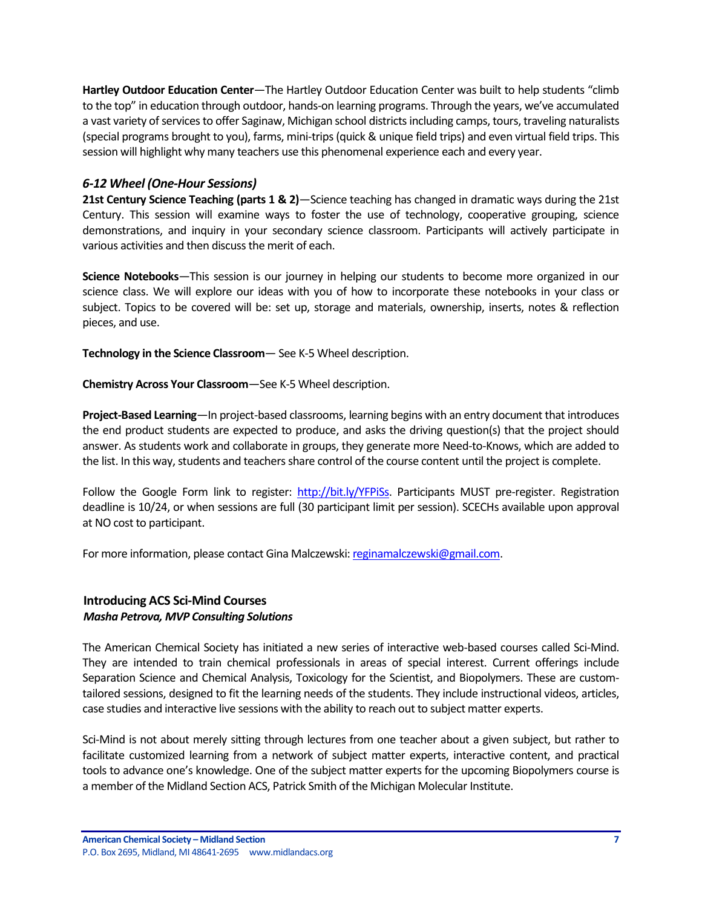**Hartley Outdoor Education Center**—The Hartley Outdoor Education Center was built to help students “climb to the top” in education through outdoor, hands-on learning programs. Through the years, we’ve accumulated a vast variety of services to offer Saginaw, Michigan school districts including camps, tours, traveling naturalists (special programs brought to you), farms, mini-trips (quick & unique field trips) and even virtual field trips. This session will highlight why many teachers use this phenomenal experience each and every year.

### *6-12 Wheel (One-Hour Sessions)*

**21st Century Science Teaching (parts 1 & 2)**—Science teaching has changed in dramatic ways during the 21st Century. This session will examine ways to foster the use of technology, cooperative grouping, science demonstrations, and inquiry in your secondary science classroom. Participants will actively participate in various activities and then discuss the merit of each.

**Science Notebooks**—This session is our journey in helping our students to become more organized in our science class. We will explore our ideas with you of how to incorporate these notebooks in your class or subject. Topics to be covered will be: set up, storage and materials, ownership, inserts, notes & reflection pieces, and use.

**Technology in the Science Classroom**— See K-5 Wheel description.

**Chemistry Across Your Classroom**—See K-5 Wheel description.

**Project-Based Learning**—In project-based classrooms, learning begins with an entry document that introduces the end product students are expected to produce, and asks the driving question(s) that the project should answer. As students work and collaborate in groups, they generate more Need-to-Knows, which are added to the list. In this way, students and teachers share control of the course content until the project is complete.

Follow the Google Form link to register: http://bit.ly/YFPiSs. Participants MUST pre-register. Registration deadline is 10/24, or when sessions are full (30 participant limit per session). SCECHs available upon approval at NO cost to participant.

For more information, please contact Gina Malczewski: reginamalczewski@gmail.com.

## Introducing ACS Sci-Mind Courses

***Masha Petrova, MVP Consulting Solutions***

The American Chemical Society has initiated a new series of interactive web-based courses called Sci-Mind. They are intended to train chemical professionals in areas of special interest. Current offerings include Separation Science and Chemical Analysis, Toxicology for the Scientist, and Biopolymers. These are custom-tailored sessions, designed to fit the learning needs of the students. They include instructional videos, articles, case studies and interactive live sessions with the ability to reach out to subject matter experts.

Sci-Mind is not about merely sitting through lectures from one teacher about a given subject, but rather to facilitate customized learning from a network of subject matter experts, interactive content, and practical tools to advance one’s knowledge. One of the subject matter experts for the upcoming Biopolymers course is a member of the Midland Section ACS, Patrick Smith of the Michigan Molecular Institute.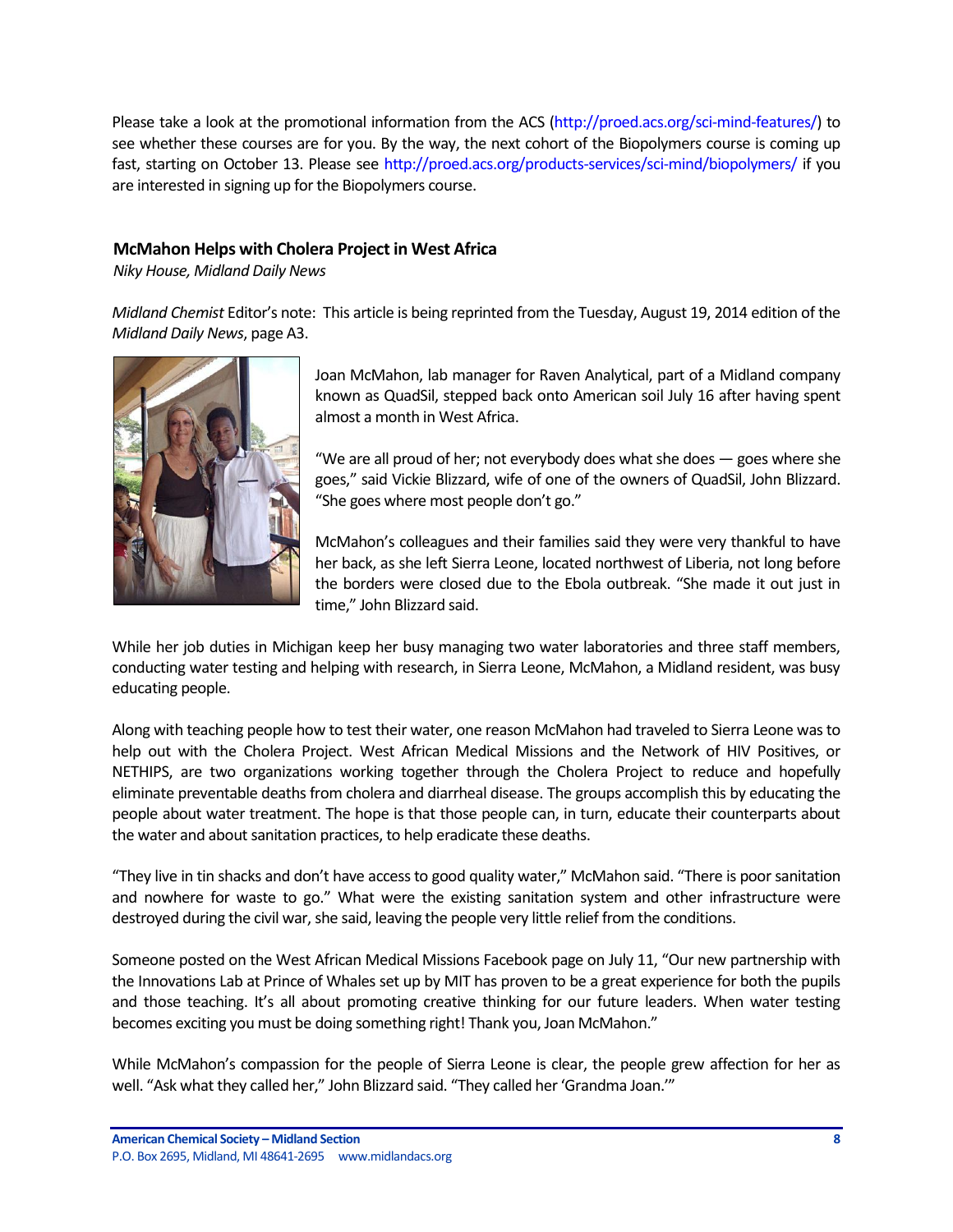Please take a look at the promotional information from the ACS (http://proed.acs.org/sci-mind-features/) to see whether these courses are for you. By the way, the next cohort of the Biopolymers course is coming up fast, starting on October 13. Please see http://proed.acs.org/products-services/sci-mind/biopolymers/ if you are interested in signing up for the Biopolymers course.

### McMahon Helps with Cholera Project in West Africa

*Niky House, Midland Daily News*

*Midland Chemist* Editor's note: This article is being reprinted from the Tuesday, August 19, 2014 edition of the *Midland Daily News*, page A3.

Joan McMahon, lab manager for Raven Analytical, part of a Midland company known as QuadSil, stepped back onto American soil July 16 after having spent almost a month in West Africa.

"We are all proud of her; not everybody does what she does — goes where she goes," said Vickie Blizzard, wife of one of the owners of QuadSil, John Blizzard. "She goes where most people don't go."

McMahon's colleagues and their families said they were very thankful to have her back, as she left Sierra Leone, located northwest of Liberia, not long before the borders were closed due to the Ebola outbreak. "She made it out just in time," John Blizzard said.

While her job duties in Michigan keep her busy managing two water laboratories and three staff members, conducting water testing and helping with research, in Sierra Leone, McMahon, a Midland resident, was busy educating people.

Along with teaching people how to test their water, one reason McMahon had traveled to Sierra Leone was to help out with the Cholera Project. West African Medical Missions and the Network of HIV Positives, or NETHIPS, are two organizations working together through the Cholera Project to reduce and hopefully eliminate preventable deaths from cholera and diarrheal disease. The groups accomplish this by educating the people about water treatment. The hope is that those people can, in turn, educate their counterparts about the water and about sanitation practices, to help eradicate these deaths.

"They live in tin shacks and don't have access to good quality water," McMahon said. "There is poor sanitation and nowhere for waste to go." What were the existing sanitation system and other infrastructure were destroyed during the civil war, she said, leaving the people very little relief from the conditions.

Someone posted on the West African Medical Missions Facebook page on July 11, "Our new partnership with the Innovations Lab at Prince of Whales set up by MIT has proven to be a great experience for both the pupils and those teaching. It's all about promoting creative thinking for our future leaders. When water testing becomes exciting you must be doing something right! Thank you, Joan McMahon."

While McMahon's compassion for the people of Sierra Leone is clear, the people grew affection for her as well. "Ask what they called her," John Blizzard said. "They called her 'Grandma Joan.'"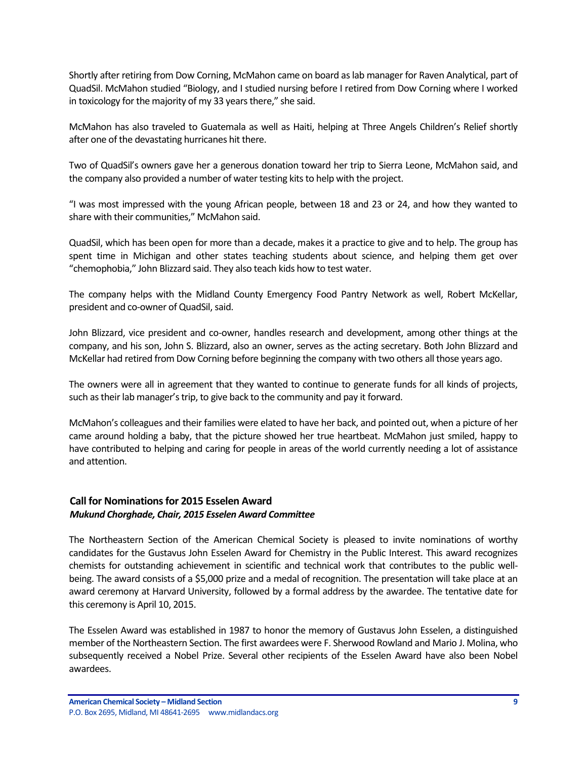Shortly after retiring from Dow Corning, McMahon came on board as lab manager for Raven Analytical, part of QuadSil. McMahon studied "Biology, and I studied nursing before I retired from Dow Corning where I worked in toxicology for the majority of my 33 years there," she said.

McMahon has also traveled to Guatemala as well as Haiti, helping at Three Angels Children's Relief shortly after one of the devastating hurricanes hit there.

Two of QuadSil's owners gave her a generous donation toward her trip to Sierra Leone, McMahon said, and the company also provided a number of water testing kits to help with the project.

"I was most impressed with the young African people, between 18 and 23 or 24, and how they wanted to share with their communities," McMahon said.

QuadSil, which has been open for more than a decade, makes it a practice to give and to help. The group has spent time in Michigan and other states teaching students about science, and helping them get over "chemophobia," John Blizzard said. They also teach kids how to test water.

The company helps with the Midland County Emergency Food Pantry Network as well, Robert McKellar, president and co-owner of QuadSil, said.

John Blizzard, vice president and co-owner, handles research and development, among other things at the company, and his son, John S. Blizzard, also an owner, serves as the acting secretary. Both John Blizzard and McKellar had retired from Dow Corning before beginning the company with two others all those years ago.

The owners were all in agreement that they wanted to continue to generate funds for all kinds of projects, such as their lab manager's trip, to give back to the community and pay it forward.

McMahon's colleagues and their families were elated to have her back, and pointed out, when a picture of her came around holding a baby, that the picture showed her true heartbeat. McMahon just smiled, happy to have contributed to helping and caring for people in areas of the world currently needing a lot of assistance and attention.

## Call for Nominations for 2015 Esselen Award

***Mukund Chorghade, Chair, 2015 Esselen Award Committee***

The Northeastern Section of the American Chemical Society is pleased to invite nominations of worthy candidates for the Gustavus John Esselen Award for Chemistry in the Public Interest. This award recognizes chemists for outstanding achievement in scientific and technical work that contributes to the public well-being. The award consists of a $5,000 prize and a medal of recognition. The presentation will take place at an award ceremony at Harvard University, followed by a formal address by the awardee. The tentative date for this ceremony is April 10, 2015.

The Esselen Award was established in 1987 to honor the memory of Gustavus John Esselen, a distinguished member of the Northeastern Section. The first awardees were F. Sherwood Rowland and Mario J. Molina, who subsequently received a Nobel Prize. Several other recipients of the Esselen Award have also been Nobel awardees.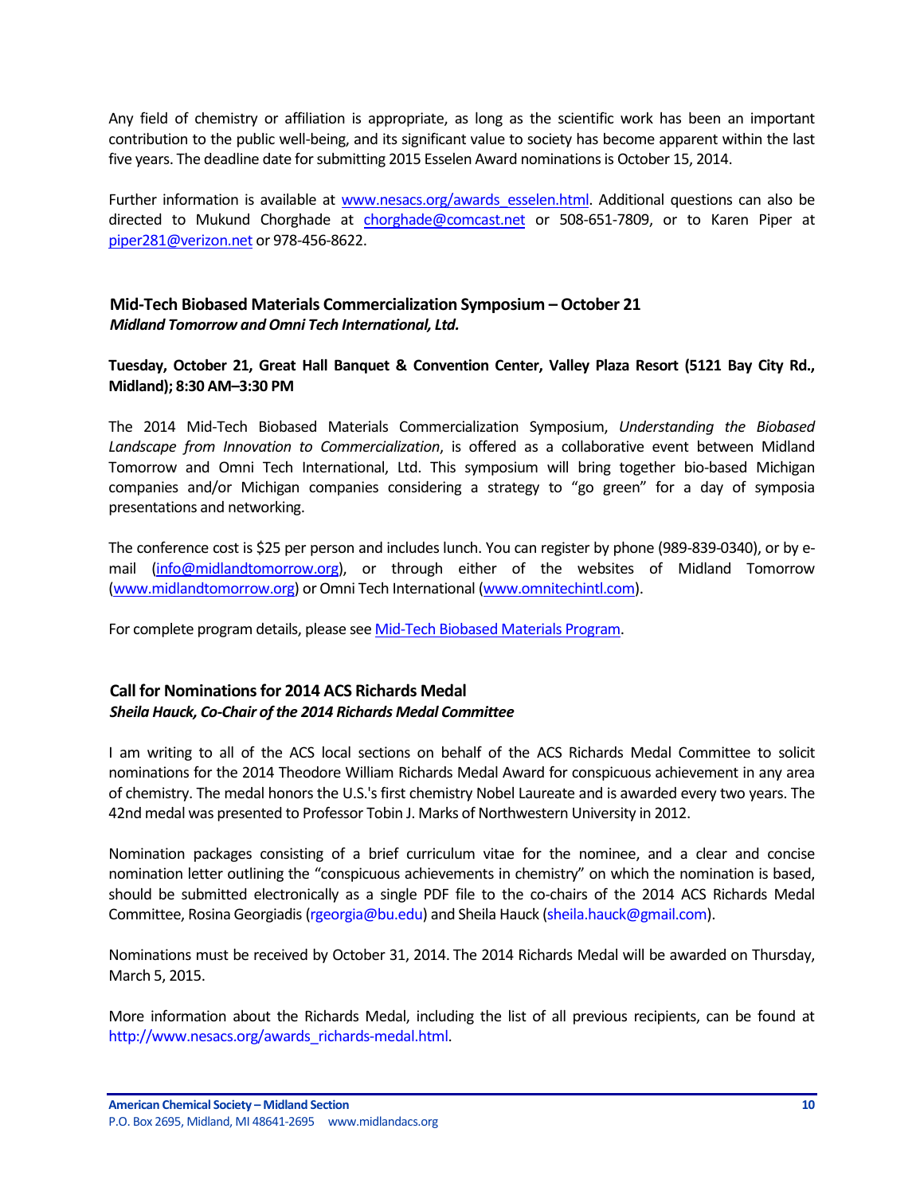Any field of chemistry or affiliation is appropriate, as long as the scientific work has been an important contribution to the public well-being, and its significant value to society has become apparent within the last five years. The deadline date for submitting 2015 Esselen Award nominations is October 15, 2014.

Further information is available at www.nesacs.org/awards_esselen.html. Additional questions can also be directed to Mukund Chorghade at chorghade@comcast.net or 508-651-7809, or to Karen Piper at piper281@verizon.net or 978-456-8622.

### Mid-Tech Biobased Materials Commercialization Symposium – October 21

***Midland Tomorrow and Omni Tech International, Ltd.***

**Tuesday, October 21, Great Hall Banquet & Convention Center, Valley Plaza Resort (5121 Bay City Rd., Midland); 8:30 AM–3:30 PM**

The 2014 Mid-Tech Biobased Materials Commercialization Symposium, *Understanding the Biobased Landscape from Innovation to Commercialization*, is offered as a collaborative event between Midland Tomorrow and Omni Tech International, Ltd. This symposium will bring together bio-based Michigan companies and/or Michigan companies considering a strategy to "go green" for a day of symposia presentations and networking.

The conference cost is $25 per person and includes lunch. You can register by phone (989-839-0340), or by e-mail (info@midlandtomorrow.org), or through either of the websites of Midland Tomorrow (www.midlandtomorrow.org) or Omni Tech International (www.omnitechintl.com).

For complete program details, please see Mid-Tech Biobased Materials Program.

### Call for Nominations for 2014 ACS Richards Medal

***Sheila Hauck, Co-Chair of the 2014 Richards Medal Committee***

I am writing to all of the ACS local sections on behalf of the ACS Richards Medal Committee to solicit nominations for the 2014 Theodore William Richards Medal Award for conspicuous achievement in any area of chemistry. The medal honors the U.S.'s first chemistry Nobel Laureate and is awarded every two years. The 42nd medal was presented to Professor Tobin J. Marks of Northwestern University in 2012.

Nomination packages consisting of a brief curriculum vitae for the nominee, and a clear and concise nomination letter outlining the "conspicuous achievements in chemistry" on which the nomination is based, should be submitted electronically as a single PDF file to the co-chairs of the 2014 ACS Richards Medal Committee, Rosina Georgiadis (rgeorgia@bu.edu) and Sheila Hauck (sheila.hauck@gmail.com).

Nominations must be received by October 31, 2014. The 2014 Richards Medal will be awarded on Thursday, March 5, 2015.

More information about the Richards Medal, including the list of all previous recipients, can be found at http://www.nesacs.org/awards_richards-medal.html.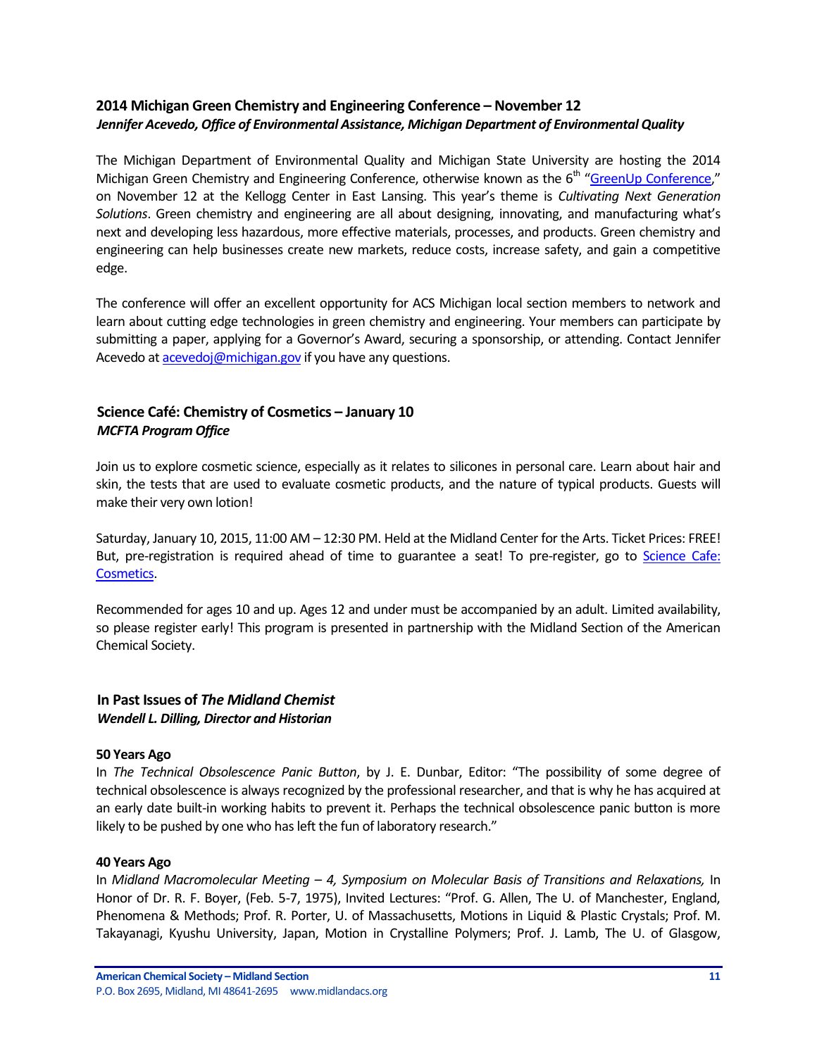## 2014 Michigan Green Chemistry and Engineering Conference – November 12

***Jennifer Acevedo, Office of Environmental Assistance, Michigan Department of Environmental Quality***

The Michigan Department of Environmental Quality and Michigan State University are hosting the 2014 Michigan Green Chemistry and Engineering Conference, otherwise known as the 6th "GreenUp Conference," on November 12 at the Kellogg Center in East Lansing. This year's theme is *Cultivating Next Generation Solutions*. Green chemistry and engineering are all about designing, innovating, and manufacturing what's next and developing less hazardous, more effective materials, processes, and products. Green chemistry and engineering can help businesses create new markets, reduce costs, increase safety, and gain a competitive edge.

The conference will offer an excellent opportunity for ACS Michigan local section members to network and learn about cutting edge technologies in green chemistry and engineering. Your members can participate by submitting a paper, applying for a Governor's Award, securing a sponsorship, or attending. Contact Jennifer Acevedo at acevedoj@michigan.gov if you have any questions.

## Science Café: Chemistry of Cosmetics – January 10

***MCFTA Program Office***

Join us to explore cosmetic science, especially as it relates to silicones in personal care. Learn about hair and skin, the tests that are used to evaluate cosmetic products, and the nature of typical products. Guests will make their very own lotion!

Saturday, January 10, 2015, 11:00 AM – 12:30 PM. Held at the Midland Center for the Arts. Ticket Prices: FREE! But, pre-registration is required ahead of time to guarantee a seat! To pre-register, go to Science Cafe: Cosmetics.

Recommended for ages 10 and up. Ages 12 and under must be accompanied by an adult. Limited availability, so please register early! This program is presented in partnership with the Midland Section of the American Chemical Society.

## In Past Issues of *The Midland Chemist*

***Wendell L. Dilling, Director and Historian***

**50 Years Ago**

In *The Technical Obsolescence Panic Button*, by J. E. Dunbar, Editor: "The possibility of some degree of technical obsolescence is always recognized by the professional researcher, and that is why he has acquired at an early date built-in working habits to prevent it. Perhaps the technical obsolescence panic button is more likely to be pushed by one who has left the fun of laboratory research."

**40 Years Ago**

In *Midland Macromolecular Meeting – 4, Symposium on Molecular Basis of Transitions and Relaxations,* In Honor of Dr. R. F. Boyer, (Feb. 5-7, 1975), Invited Lectures: "Prof. G. Allen, The U. of Manchester, England, Phenomena & Methods; Prof. R. Porter, U. of Massachusetts, Motions in Liquid & Plastic Crystals; Prof. M. Takayanagi, Kyushu University, Japan, Motion in Crystalline Polymers; Prof. J. Lamb, The U. of Glasgow,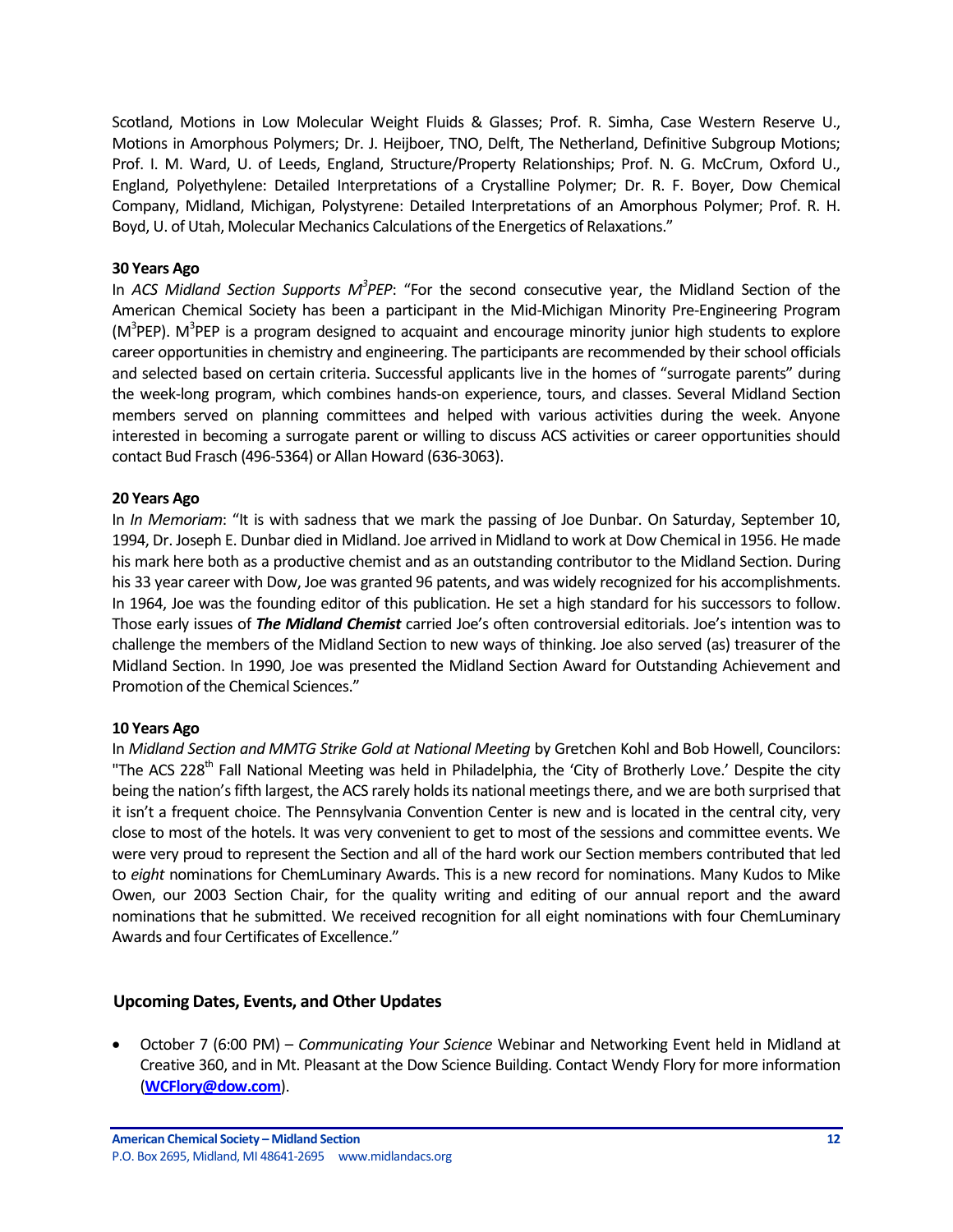Scotland, Motions in Low Molecular Weight Fluids & Glasses; Prof. R. Simha, Case Western Reserve U., Motions in Amorphous Polymers; Dr. J. Heijboer, TNO, Delft, The Netherland, Definitive Subgroup Motions; Prof. I. M. Ward, U. of Leeds, England, Structure/Property Relationships; Prof. N. G. McCrum, Oxford U., England, Polyethylene: Detailed Interpretations of a Crystalline Polymer; Dr. R. F. Boyer, Dow Chemical Company, Midland, Michigan, Polystyrene: Detailed Interpretations of an Amorphous Polymer; Prof. R. H. Boyd, U. of Utah, Molecular Mechanics Calculations of the Energetics of Relaxations."

**30 Years Ago**

In *ACS Midland Section Supports M$^3$PEP*: "For the second consecutive year, the Midland Section of the American Chemical Society has been a participant in the Mid-Michigan Minority Pre-Engineering Program (M$^3$PEP). M$^3$PEP is a program designed to acquaint and encourage minority junior high students to explore career opportunities in chemistry and engineering. The participants are recommended by their school officials and selected based on certain criteria. Successful applicants live in the homes of "surrogate parents" during the week-long program, which combines hands-on experience, tours, and classes. Several Midland Section members served on planning committees and helped with various activities during the week. Anyone interested in becoming a surrogate parent or willing to discuss ACS activities or career opportunities should contact Bud Frasch (496-5364) or Allan Howard (636-3063).

**20 Years Ago**

In *In Memoriam*: "It is with sadness that we mark the passing of Joe Dunbar. On Saturday, September 10, 1994, Dr. Joseph E. Dunbar died in Midland. Joe arrived in Midland to work at Dow Chemical in 1956. He made his mark here both as a productive chemist and as an outstanding contributor to the Midland Section. During his 33 year career with Dow, Joe was granted 96 patents, and was widely recognized for his accomplishments. In 1964, Joe was the founding editor of this publication. He set a high standard for his successors to follow. Those early issues of ***The Midland Chemist*** carried Joe's often controversial editorials. Joe's intention was to challenge the members of the Midland Section to new ways of thinking. Joe also served (as) treasurer of the Midland Section. In 1990, Joe was presented the Midland Section Award for Outstanding Achievement and Promotion of the Chemical Sciences."

**10 Years Ago**

In *Midland Section and MMTG Strike Gold at National Meeting* by Gretchen Kohl and Bob Howell, Councilors: "The ACS 228$^{th}$ Fall National Meeting was held in Philadelphia, the 'City of Brotherly Love.' Despite the city being the nation's fifth largest, the ACS rarely holds its national meetings there, and we are both surprised that it isn't a frequent choice. The Pennsylvania Convention Center is new and is located in the central city, very close to most of the hotels. It was very convenient to get to most of the sessions and committee events. We were very proud to represent the Section and all of the hard work our Section members contributed that led to *eight* nominations for ChemLuminary Awards. This is a new record for nominations. Many Kudos to Mike Owen, our 2003 Section Chair, for the quality writing and editing of our annual report and the award nominations that he submitted. We received recognition for all eight nominations with four ChemLuminary Awards and four Certificates of Excellence."

## Upcoming Dates, Events, and Other Updates

- October 7 (6:00 PM) – *Communicating Your Science* Webinar and Networking Event held in Midland at Creative 360, and in Mt. Pleasant at the Dow Science Building. Contact Wendy Flory for more information (**WCFlory@dow.com**).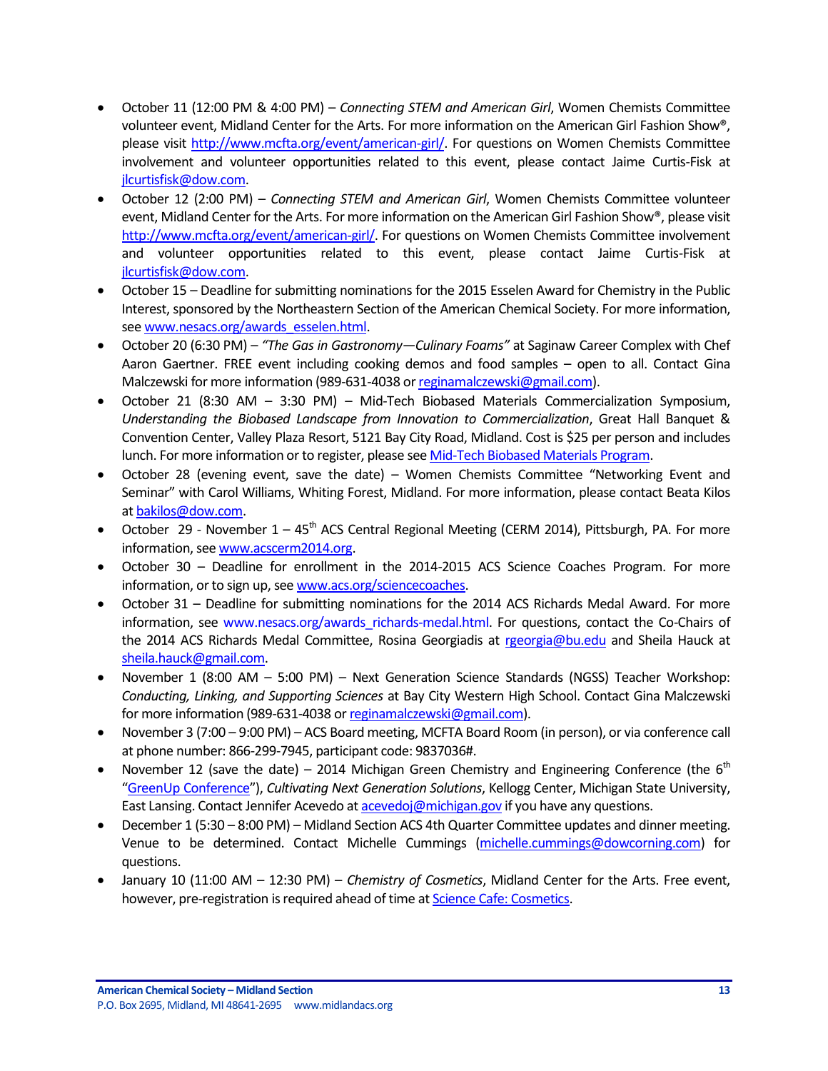- October 11 (12:00 PM & 4:00 PM) – *Connecting STEM and American Girl*, Women Chemists Committee volunteer event, Midland Center for the Arts. For more information on the American Girl Fashion Show®, please visit http://www.mcfta.org/event/american-girl/. For questions on Women Chemists Committee involvement and volunteer opportunities related to this event, please contact Jaime Curtis-Fisk at jlcurtisfisk@dow.com.
- October 12 (2:00 PM) – *Connecting STEM and American Girl*, Women Chemists Committee volunteer event, Midland Center for the Arts. For more information on the American Girl Fashion Show®, please visit http://www.mcfta.org/event/american-girl/. For questions on Women Chemists Committee involvement and volunteer opportunities related to this event, please contact Jaime Curtis-Fisk at jlcurtisfisk@dow.com.
- October 15 – Deadline for submitting nominations for the 2015 Esselen Award for Chemistry in the Public Interest, sponsored by the Northeastern Section of the American Chemical Society. For more information, see www.nesacs.org/awards_esselen.html.
- October 20 (6:30 PM) – *"The Gas in Gastronomy—Culinary Foams"* at Saginaw Career Complex with Chef Aaron Gaertner. FREE event including cooking demos and food samples – open to all. Contact Gina Malczewski for more information (989-631-4038 or reginamalczewski@gmail.com).
- October 21 (8:30 AM – 3:30 PM) – Mid-Tech Biobased Materials Commercialization Symposium, *Understanding the Biobased Landscape from Innovation to Commercialization*, Great Hall Banquet & Convention Center, Valley Plaza Resort, 5121 Bay City Road, Midland. Cost is $25 per person and includes lunch. For more information or to register, please see Mid-Tech Biobased Materials Program.
- October 28 (evening event, save the date) – Women Chemists Committee "Networking Event and Seminar" with Carol Williams, Whiting Forest, Midland. For more information, please contact Beata Kilos at bakilos@dow.com.
- October 29 - November 1 – 45th ACS Central Regional Meeting (CERM 2014), Pittsburgh, PA. For more information, see www.acscerm2014.org.
- October 30 – Deadline for enrollment in the 2014-2015 ACS Science Coaches Program. For more information, or to sign up, see www.acs.org/sciencecoaches.
- October 31 – Deadline for submitting nominations for the 2014 ACS Richards Medal Award. For more information, see www.nesacs.org/awards_richards-medal.html. For questions, contact the Co-Chairs of the 2014 ACS Richards Medal Committee, Rosina Georgiadis at rgeorgia@bu.edu and Sheila Hauck at sheila.hauck@gmail.com.
- November 1 (8:00 AM – 5:00 PM) – Next Generation Science Standards (NGSS) Teacher Workshop: *Conducting, Linking, and Supporting Sciences* at Bay City Western High School. Contact Gina Malczewski for more information (989-631-4038 or reginamalczewski@gmail.com).
- November 3 (7:00 – 9:00 PM) – ACS Board meeting, MCFTA Board Room (in person), or via conference call at phone number: 866-299-7945, participant code: 9837036#.
- November 12 (save the date) – 2014 Michigan Green Chemistry and Engineering Conference (the 6th "GreenUp Conference"), *Cultivating Next Generation Solutions*, Kellogg Center, Michigan State University, East Lansing. Contact Jennifer Acevedo at acevedoj@michigan.gov if you have any questions.
- December 1 (5:30 – 8:00 PM) – Midland Section ACS 4th Quarter Committee updates and dinner meeting. Venue to be determined. Contact Michelle Cummings (michelle.cummings@dowcorning.com) for questions.
- January 10 (11:00 AM – 12:30 PM) – *Chemistry of Cosmetics*, Midland Center for the Arts. Free event, however, pre-registration is required ahead of time at Science Cafe: Cosmetics.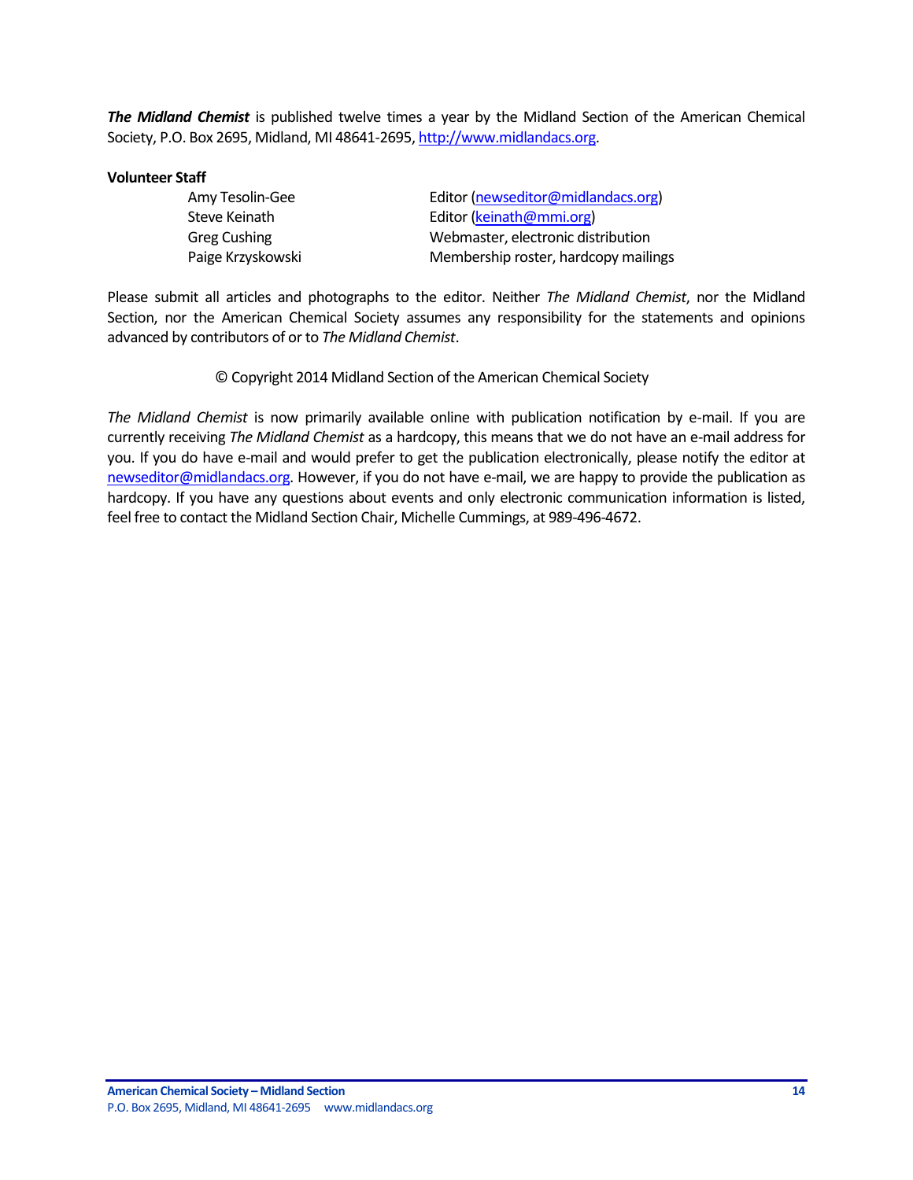***The Midland Chemist*** is published twelve times a year by the Midland Section of the American Chemical Society, P.O. Box 2695, Midland, MI 48641-2695, http://www.midlandacs.org.

**Volunteer Staff**

| | |
|---|---|
| Amy Tesolin-Gee | Editor (newseditor@midlandacs.org) |
| Steve Keinath | Editor (keinath@mmi.org) |
| Greg Cushing | Webmaster, electronic distribution |
| Paige Krzyskowski | Membership roster, hardcopy mailings |

Please submit all articles and photographs to the editor. Neither *The Midland Chemist*, nor the Midland Section, nor the American Chemical Society assumes any responsibility for the statements and opinions advanced by contributors of or to *The Midland Chemist*.

© Copyright 2014 Midland Section of the American Chemical Society

*The Midland Chemist* is now primarily available online with publication notification by e-mail. If you are currently receiving *The Midland Chemist* as a hardcopy, this means that we do not have an e-mail address for you. If you do have e-mail and would prefer to get the publication electronically, please notify the editor at newseditor@midlandacs.org. However, if you do not have e-mail, we are happy to provide the publication as hardcopy. If you have any questions about events and only electronic communication information is listed, feel free to contact the Midland Section Chair, Michelle Cummings, at 989-496-4672.